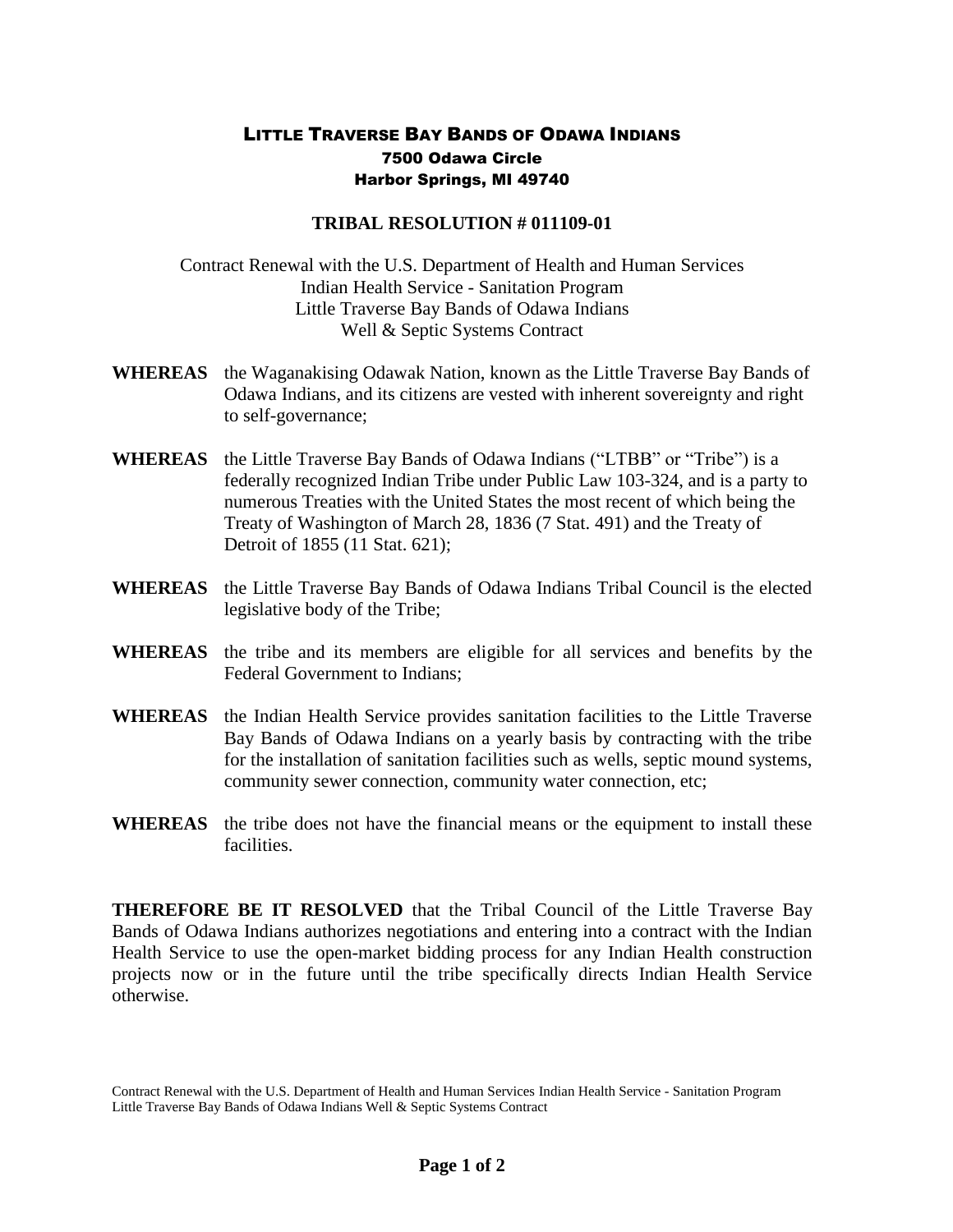# Little Traverse Bay Bands of Odawa Indians

7500 Odawa Circle
Harbor Springs, MI 49740

## TRIBAL RESOLUTION # 011109-01

Contract Renewal with the U.S. Department of Health and Human Services
Indian Health Service - Sanitation Program
Little Traverse Bay Bands of Odawa Indians
Well & Septic Systems Contract

**WHEREAS** the Waganakising Odawak Nation, known as the Little Traverse Bay Bands of Odawa Indians, and its citizens are vested with inherent sovereignty and right to self-governance;

**WHEREAS** the Little Traverse Bay Bands of Odawa Indians ("LTBB" or "Tribe") is a federally recognized Indian Tribe under Public Law 103-324, and is a party to numerous Treaties with the United States the most recent of which being the Treaty of Washington of March 28, 1836 (7 Stat. 491) and the Treaty of Detroit of 1855 (11 Stat. 621);

**WHEREAS** the Little Traverse Bay Bands of Odawa Indians Tribal Council is the elected legislative body of the Tribe;

**WHEREAS** the tribe and its members are eligible for all services and benefits by the Federal Government to Indians;

**WHEREAS** the Indian Health Service provides sanitation facilities to the Little Traverse Bay Bands of Odawa Indians on a yearly basis by contracting with the tribe for the installation of sanitation facilities such as wells, septic mound systems, community sewer connection, community water connection, etc;

**WHEREAS** the tribe does not have the financial means or the equipment to install these facilities.

**THEREFORE BE IT RESOLVED** that the Tribal Council of the Little Traverse Bay Bands of Odawa Indians authorizes negotiations and entering into a contract with the Indian Health Service to use the open-market bidding process for any Indian Health construction projects now or in the future until the tribe specifically directs Indian Health Service otherwise.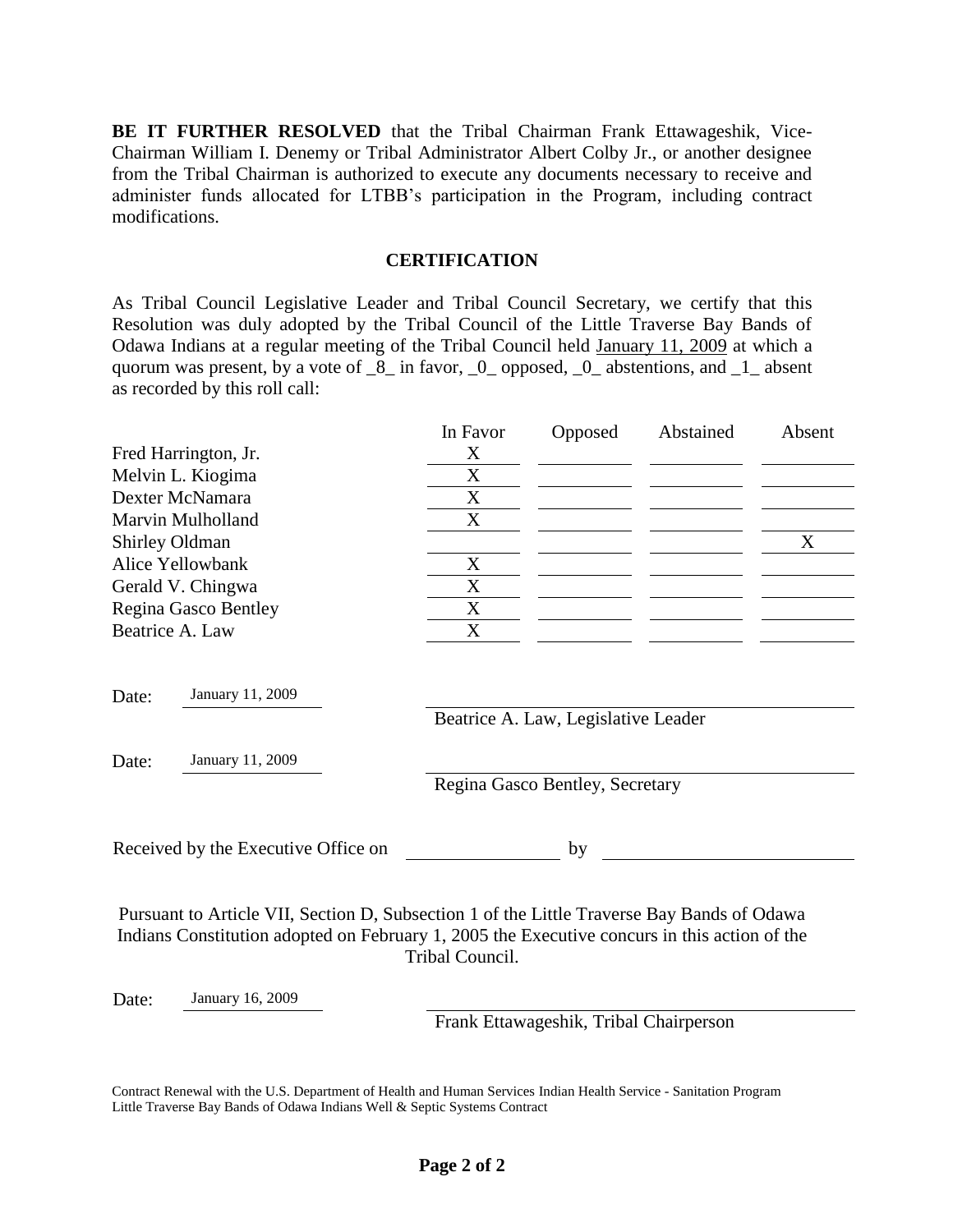**BE IT FURTHER RESOLVED** that the Tribal Chairman Frank Ettawageshik, Vice-Chairman William I. Denemy or Tribal Administrator Albert Colby Jr., or another designee from the Tribal Chairman is authorized to execute any documents necessary to receive and administer funds allocated for LTBB's participation in the Program, including contract modifications.

## CERTIFICATION

As Tribal Council Legislative Leader and Tribal Council Secretary, we certify that this Resolution was duly adopted by the Tribal Council of the Little Traverse Bay Bands of Odawa Indians at a regular meeting of the Tribal Council held January 11, 2009 at which a quorum was present, by a vote of _8_ in favor, _0_ opposed, _0_ abstentions, and _1_ absent as recorded by this roll call:

| | In Favor | Opposed | Abstained | Absent |
|---|---|---|---|---|
| Fred Harrington, Jr. | X | | | |
| Melvin L. Kiogima | X | | | |
| Dexter McNamara | X | | | |
| Marvin Mulholland | X | | | |
| Shirley Oldman | | | | X |
| Alice Yellowbank | X | | | |
| Gerald V. Chingwa | X | | | |
| Regina Gasco Bentley | X | | | |
| Beatrice A. Law | X | | | |

Date: January 11, 2009

Beatrice A. Law, Legislative Leader

Date: January 11, 2009

Regina Gasco Bentley, Secretary

Received by the Executive Office on ________________ by ________________________

Pursuant to Article VII, Section D, Subsection 1 of the Little Traverse Bay Bands of Odawa Indians Constitution adopted on February 1, 2005 the Executive concurs in this action of the Tribal Council.

Date: January 16, 2009

Frank Ettawageshik, Tribal Chairperson

Contract Renewal with the U.S. Department of Health and Human Services Indian Health Service - Sanitation Program
Little Traverse Bay Bands of Odawa Indians Well & Septic Systems Contract